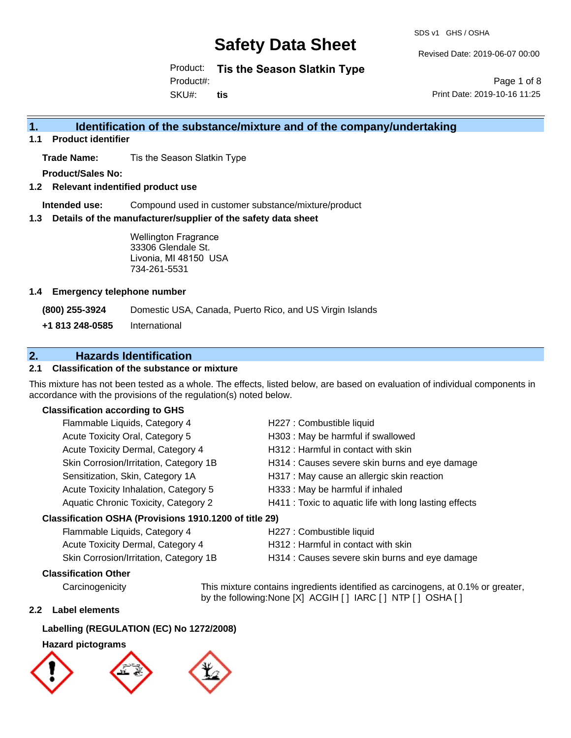# Safety Data Sheet

SDS v1 GHS / OSHA

Revised Date: 2019-06-07 00:00

Product: **Tis the Season Slatkin Type**

Product#:

SKU#: **tis**

Print Date: 2019-10-16 11:25

## 1. Identification of the substance/mixture and of the company/undertaking

### 1.1 Product identifier

**Trade Name:** Tis the Season Slatkin Type

**Product/Sales No:**

### 1.2 Relevant indentified product use

**Intended use:** Compound used in customer substance/mixture/product

### 1.3 Details of the manufacturer/supplier of the safety data sheet

Wellington Fragrance
33306 Glendale St.
Livonia, MI 48150 USA
734-261-5531

### 1.4 Emergency telephone number

**(800) 255-3924** Domestic USA, Canada, Puerto Rico, and US Virgin Islands

**+1 813 248-0585** International

## 2. Hazards Identification

### 2.1 Classification of the substance or mixture

This mixture has not been tested as a whole. The effects, listed below, are based on evaluation of individual components in accordance with the provisions of the regulation(s) noted below.

**Classification according to GHS**

| | |
|---|---|
| Flammable Liquids, Category 4 | H227 : Combustible liquid |
| Acute Toxicity Oral, Category 5 | H303 : May be harmful if swallowed |
| Acute Toxicity Dermal, Category 4 | H312 : Harmful in contact with skin |
| Skin Corrosion/Irritation, Category 1B | H314 : Causes severe skin burns and eye damage |
| Sensitization, Skin, Category 1A | H317 : May cause an allergic skin reaction |
| Acute Toxicity Inhalation, Category 5 | H333 : May be harmful if inhaled |
| Aquatic Chronic Toxicity, Category 2 | H411 : Toxic to aquatic life with long lasting effects |

**Classification OSHA (Provisions 1910.1200 of title 29)**

| | |
|---|---|
| Flammable Liquids, Category 4 | H227 : Combustible liquid |
| Acute Toxicity Dermal, Category 4 | H312 : Harmful in contact with skin |
| Skin Corrosion/Irritation, Category 1B | H314 : Causes severe skin burns and eye damage |

**Classification Other**

Carcinogenicity: This mixture contains ingredients identified as carcinogens, at 0.1% or greater, by the following:None [X] ACGIH [ ] IARC [ ] NTP [ ] OSHA [ ]

### 2.2 Label elements

**Labelling (REGULATION (EC) No 1272/2008)**

**Hazard pictograms**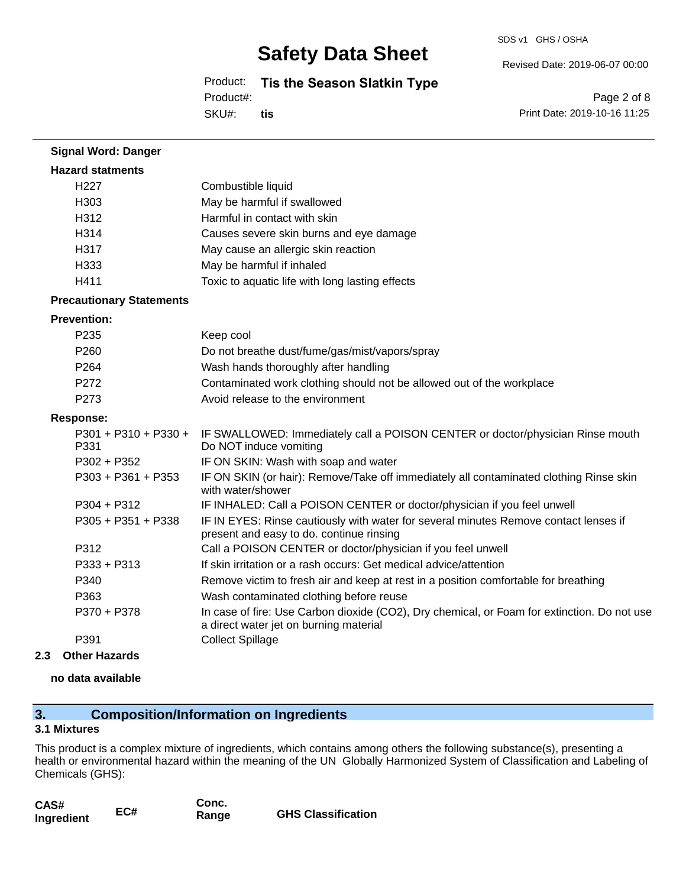**Signal Word: Danger**

**Hazard statments**

| | |
|---|---|
| H227 | Combustible liquid |
| H303 | May be harmful if swallowed |
| H312 | Harmful in contact with skin |
| H314 | Causes severe skin burns and eye damage |
| H317 | May cause an allergic skin reaction |
| H333 | May be harmful if inhaled |
| H411 | Toxic to aquatic life with long lasting effects |

**Precautionary Statements**

**Prevention:**

| | |
|---|---|
| P235 | Keep cool |
| P260 | Do not breathe dust/fume/gas/mist/vapors/spray |
| P264 | Wash hands thoroughly after handling |
| P272 | Contaminated work clothing should not be allowed out of the workplace |
| P273 | Avoid release to the environment |

**Response:**

| | |
|---|---|
| P301 + P310 + P330 + P331 | IF SWALLOWED: Immediately call a POISON CENTER or doctor/physician Rinse mouth Do NOT induce vomiting |
| P302 + P352 | IF ON SKIN: Wash with soap and water |
| P303 + P361 + P353 | IF ON SKIN (or hair): Remove/Take off immediately all contaminated clothing Rinse skin with water/shower |
| P304 + P312 | IF INHALED: Call a POISON CENTER or doctor/physician if you feel unwell |
| P305 + P351 + P338 | IF IN EYES: Rinse cautiously with water for several minutes Remove contact lenses if present and easy to do. continue rinsing |
| P312 | Call a POISON CENTER or doctor/physician if you feel unwell |
| P333 + P313 | If skin irritation or a rash occurs: Get medical advice/attention |
| P340 | Remove victim to fresh air and keep at rest in a position comfortable for breathing |
| P363 | Wash contaminated clothing before reuse |
| P370 + P378 | In case of fire: Use Carbon dioxide ($CO_2$), Dry chemical, or Foam for extinction. Do not use a direct water jet on burning material |
| P391 | Collect Spillage |

**2.3 Other Hazards**

**no data available**

## 3. Composition/Information on Ingredients

### 3.1 Mixtures

This product is a complex mixture of ingredients, which contains among others the following substance(s), presenting a health or environmental hazard within the meaning of the UN Globally Harmonized System of Classification and Labeling of Chemicals (GHS):

| CAS# Ingredient | EC# | Conc. Range | GHS Classification |
|---|---|---|---|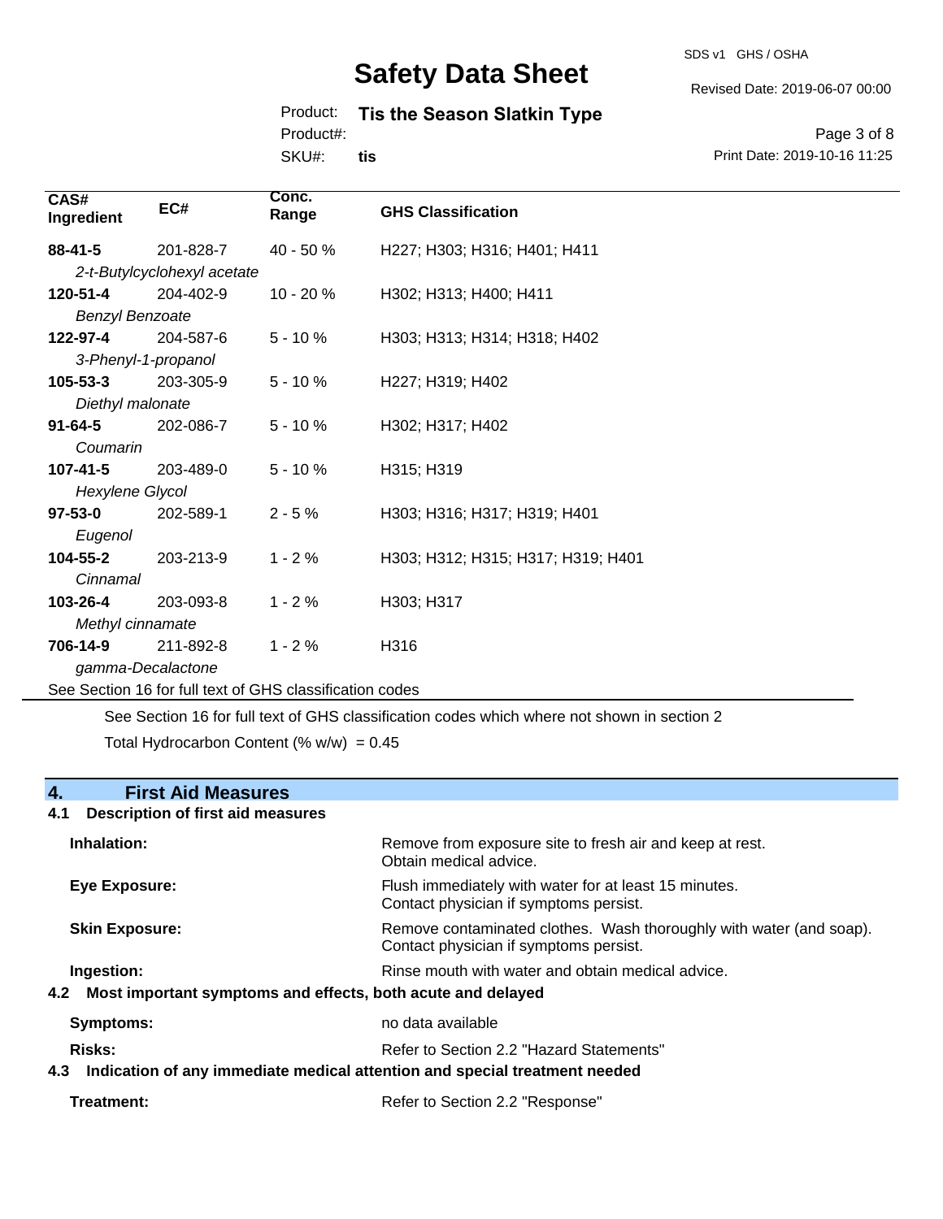| CAS# Ingredient | EC# | Conc. Range | GHS Classification |
|---|---|---|---|
| **88-41-5** *2-t-Butylcyclohexyl acetate* | 201-828-7 | 40 - 50 % | H227; H303; H316; H401; H411 |
| **120-51-4** *Benzyl Benzoate* | 204-402-9 | 10 - 20 % | H302; H313; H400; H411 |
| **122-97-4** *3-Phenyl-1-propanol* | 204-587-6 | 5 - 10 % | H303; H313; H314; H318; H402 |
| **105-53-3** *Diethyl malonate* | 203-305-9 | 5 - 10 % | H227; H319; H402 |
| **91-64-5** *Coumarin* | 202-086-7 | 5 - 10 % | H302; H317; H402 |
| **107-41-5** *Hexylene Glycol* | 203-489-0 | 5 - 10 % | H315; H319 |
| **97-53-0** *Eugenol* | 202-589-1 | 2 - 5 % | H303; H316; H317; H319; H401 |
| **104-55-2** *Cinnamal* | 203-213-9 | 1 - 2 % | H303; H312; H315; H317; H319; H401 |
| **103-26-4** *Methyl cinnamate* | 203-093-8 | 1 - 2 % | H303; H317 |
| **706-14-9** *gamma-Decalactone* | 211-892-8 | 1 - 2 % | H316 |

See Section 16 for full text of GHS classification codes

See Section 16 for full text of GHS classification codes which where not shown in section 2

Total Hydrocarbon Content (% w/w) = 0.45

## 4. First Aid Measures

### 4.1 Description of first aid measures

**Inhalation:** Remove from exposure site to fresh air and keep at rest. Obtain medical advice.

**Eye Exposure:** Flush immediately with water for at least 15 minutes. Contact physician if symptoms persist.

**Skin Exposure:** Remove contaminated clothes. Wash thoroughly with water (and soap). Contact physician if symptoms persist.

**Ingestion:** Rinse mouth with water and obtain medical advice.

### 4.2 Most important symptoms and effects, both acute and delayed

**Symptoms:** no data available

**Risks:** Refer to Section 2.2 "Hazard Statements"

### 4.3 Indication of any immediate medical attention and special treatment needed

**Treatment:** Refer to Section 2.2 "Response"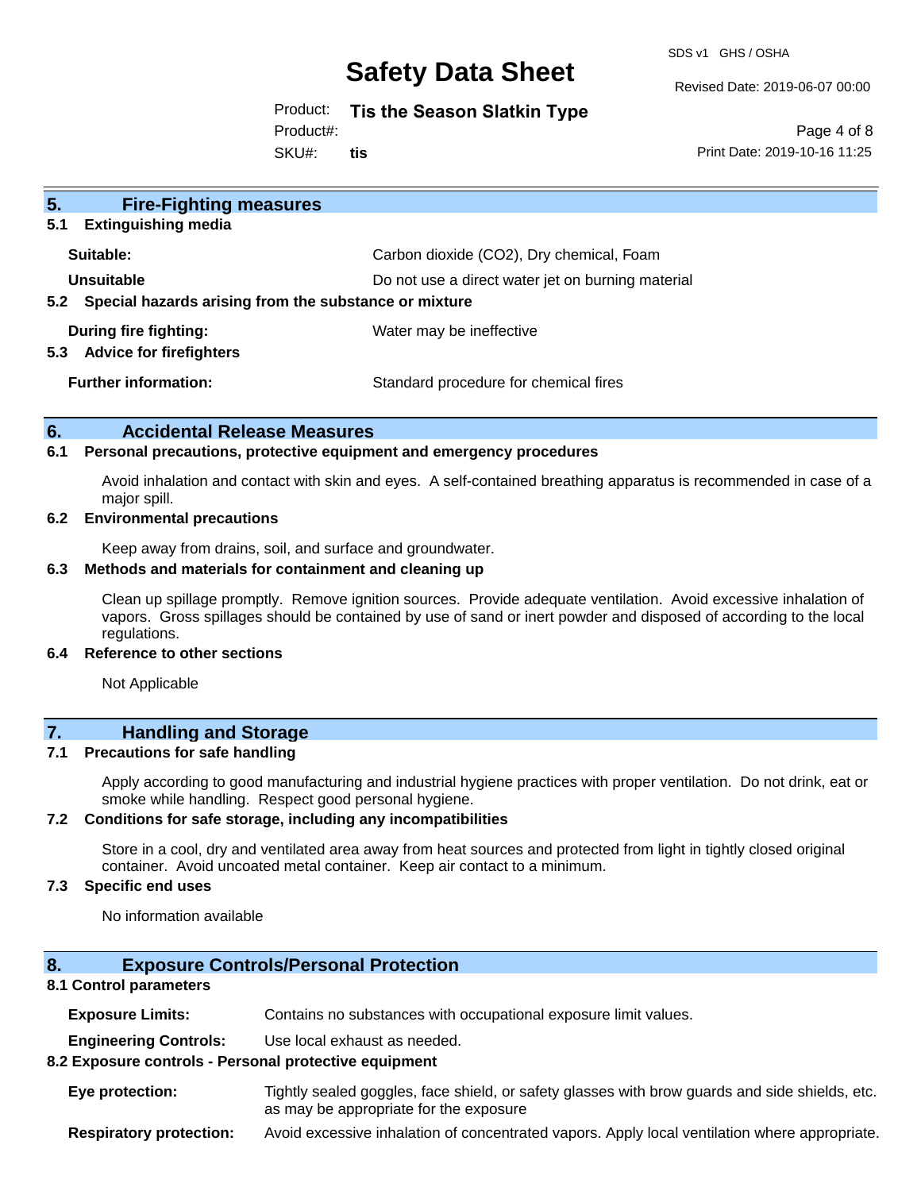## 5. Fire-Fighting measures

### 5.1 Extinguishing media

| | |
|---|---|
| **Suitable:** | Carbon dioxide ($CO_2$), Dry chemical, Foam |
| **Unsuitable** | Do not use a direct water jet on burning material |

### 5.2 Special hazards arising from the substance or mixture

| | |
|---|---|
| **During fire fighting:** | Water may be ineffective |

### 5.3 Advice for firefighters

| | |
|---|---|
| **Further information:** | Standard procedure for chemical fires |

## 6. Accidental Release Measures

### 6.1 Personal precautions, protective equipment and emergency procedures

Avoid inhalation and contact with skin and eyes. A self-contained breathing apparatus is recommended in case of a major spill.

### 6.2 Environmental precautions

Keep away from drains, soil, and surface and groundwater.

### 6.3 Methods and materials for containment and cleaning up

Clean up spillage promptly. Remove ignition sources. Provide adequate ventilation. Avoid excessive inhalation of vapors. Gross spillages should be contained by use of sand or inert powder and disposed of according to the local regulations.

### 6.4 Reference to other sections

Not Applicable

## 7. Handling and Storage

### 7.1 Precautions for safe handling

Apply according to good manufacturing and industrial hygiene practices with proper ventilation. Do not drink, eat or smoke while handling. Respect good personal hygiene.

### 7.2 Conditions for safe storage, including any incompatibilities

Store in a cool, dry and ventilated area away from heat sources and protected from light in tightly closed original container. Avoid uncoated metal container. Keep air contact to a minimum.

### 7.3 Specific end uses

No information available

## 8. Exposure Controls/Personal Protection

### 8.1 Control parameters

| | |
|---|---|
| **Exposure Limits:** | Contains no substances with occupational exposure limit values. |
| **Engineering Controls:** | Use local exhaust as needed. |

### 8.2 Exposure controls - Personal protective equipment

| | |
|---|---|
| **Eye protection:** | Tightly sealed goggles, face shield, or safety glasses with brow guards and side shields, etc. as may be appropriate for the exposure |
| **Respiratory protection:** | Avoid excessive inhalation of concentrated vapors. Apply local ventilation where appropriate. |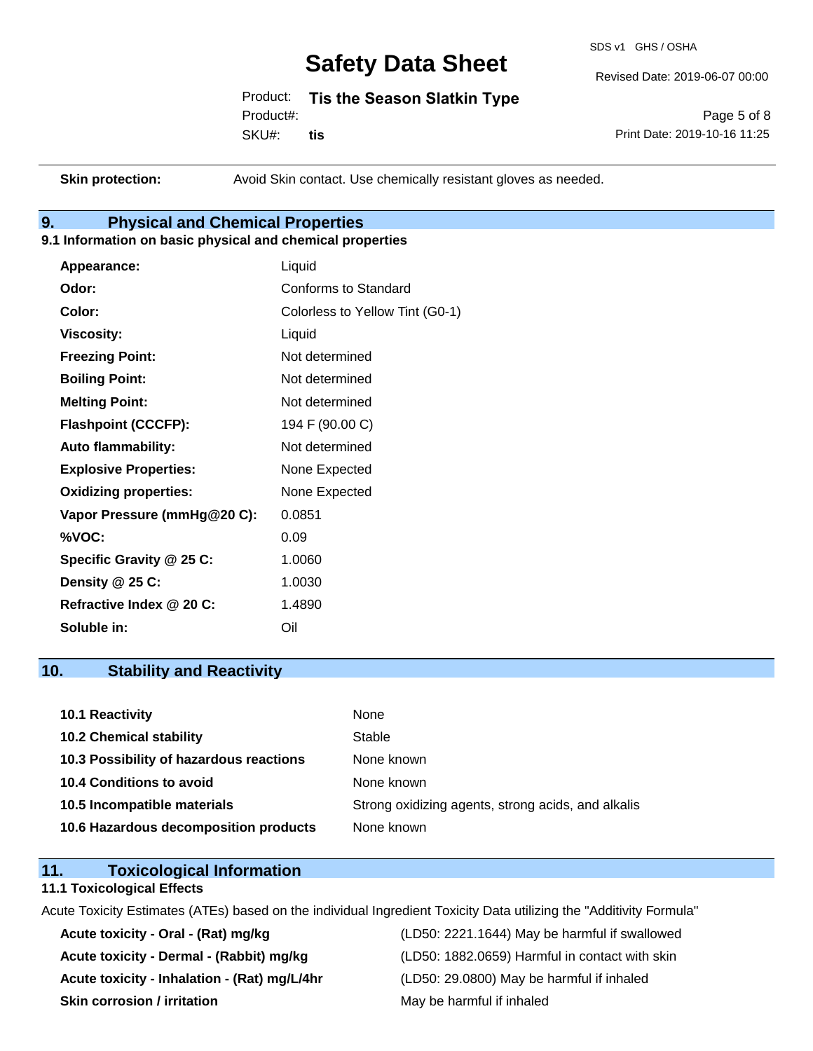| | |
|---|---|
| **Skin protection:** | Avoid Skin contact. Use chemically resistant gloves as needed. |

## 9. Physical and Chemical Properties

### 9.1 Information on basic physical and chemical properties

| | |
|---|---|
| **Appearance:** | Liquid |
| **Odor:** | Conforms to Standard |
| **Color:** | Colorless to Yellow Tint (G0-1) |
| **Viscosity:** | Liquid |
| **Freezing Point:** | Not determined |
| **Boiling Point:** | Not determined |
| **Melting Point:** | Not determined |
| **Flashpoint (CCCFP):** | 194 F (90.00 C) |
| **Auto flammability:** | Not determined |
| **Explosive Properties:** | None Expected |
| **Oxidizing properties:** | None Expected |
| **Vapor Pressure (mmHg@20 C):** | 0.0851 |
| **%VOC:** | 0.09 |
| **Specific Gravity @ 25 C:** | 1.0060 |
| **Density @ 25 C:** | 1.0030 |
| **Refractive Index @ 20 C:** | 1.4890 |
| **Soluble in:** | Oil |

## 10. Stability and Reactivity

| | |
|---|---|
| **10.1 Reactivity** | None |
| **10.2 Chemical stability** | Stable |
| **10.3 Possibility of hazardous reactions** | None known |
| **10.4 Conditions to avoid** | None known |
| **10.5 Incompatible materials** | Strong oxidizing agents, strong acids, and alkalis |
| **10.6 Hazardous decomposition products** | None known |

## 11. Toxicological Information

### 11.1 Toxicological Effects

Acute Toxicity Estimates (ATEs) based on the individual Ingredient Toxicity Data utilizing the "Additivity Formula"

| | |
|---|---|
| **Acute toxicity - Oral - (Rat) mg/kg** | (LD50: 2221.1644) May be harmful if swallowed |
| **Acute toxicity - Dermal - (Rabbit) mg/kg** | (LD50: 1882.0659) Harmful in contact with skin |
| **Acute toxicity - Inhalation - (Rat) mg/L/4hr** | (LD50: 29.0800) May be harmful if inhaled |
| **Skin corrosion / irritation** | May be harmful if inhaled |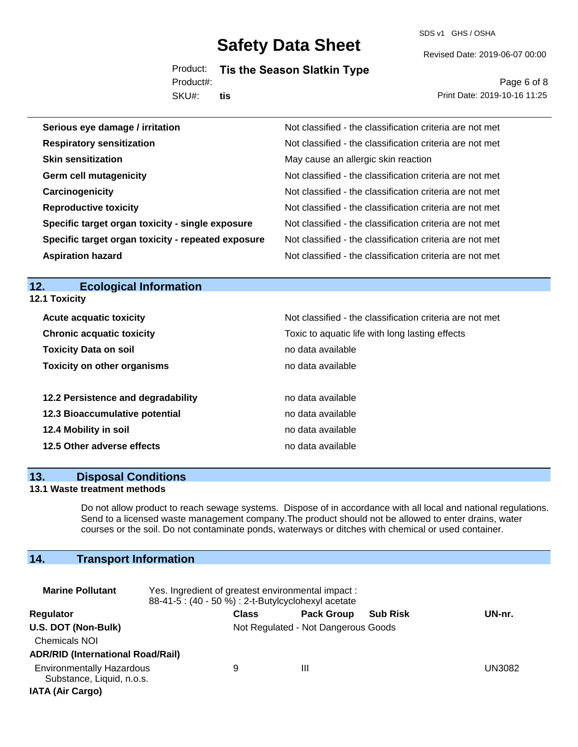| | |
|---|---|
| **Serious eye damage / irritation** | Not classified - the classification criteria are not met |
| **Respiratory sensitization** | Not classified - the classification criteria are not met |
| **Skin sensitization** | May cause an allergic skin reaction |
| **Germ cell mutagenicity** | Not classified - the classification criteria are not met |
| **Carcinogenicity** | Not classified - the classification criteria are not met |
| **Reproductive toxicity** | Not classified - the classification criteria are not met |
| **Specific target organ toxicity - single exposure** | Not classified - the classification criteria are not met |
| **Specific target organ toxicity - repeated exposure** | Not classified - the classification criteria are not met |
| **Aspiration hazard** | Not classified - the classification criteria are not met |

## 12. Ecological Information

### 12.1 Toxicity

| | |
|---|---|
| **Acute acquatic toxicity** | Not classified - the classification criteria are not met |
| **Chronic acquatic toxicity** | Toxic to aquatic life with long lasting effects |
| **Toxicity Data on soil** | no data available |
| **Toxicity on other organisms** | no data available |

| | |
|---|---|
| **12.2 Persistence and degradability** | no data available |
| **12.3 Bioaccumulative potential** | no data available |
| **12.4 Mobility in soil** | no data available |
| **12.5 Other adverse effects** | no data available |

## 13. Disposal Conditions

### 13.1 Waste treatment methods

Do not allow product to reach sewage systems. Dispose of in accordance with all local and national regulations. Send to a licensed waste management company.The product should not be allowed to enter drains, water courses or the soil. Do not contaminate ponds, waterways or ditches with chemical or used container.

## 14. Transport Information

**Marine Pollutant** Yes. Ingredient of greatest environmental impact : 88-41-5 : (40 - 50 %) : 2-t-Butylcyclohexyl acetate

| Regulator | Class | Pack Group | Sub Risk | UN-nr. |
|---|---|---|---|---|
| **U.S. DOT (Non-Bulk)** | Not Regulated - Not Dangerous Goods | | | |
| Chemicals NOI | | | | |
| **ADR/RID (International Road/Rail)** | | | | |
| Environmentally Hazardous Substance, Liquid, n.o.s. | 9 | III | | UN3082 |
| **IATA (Air Cargo)** | | | | |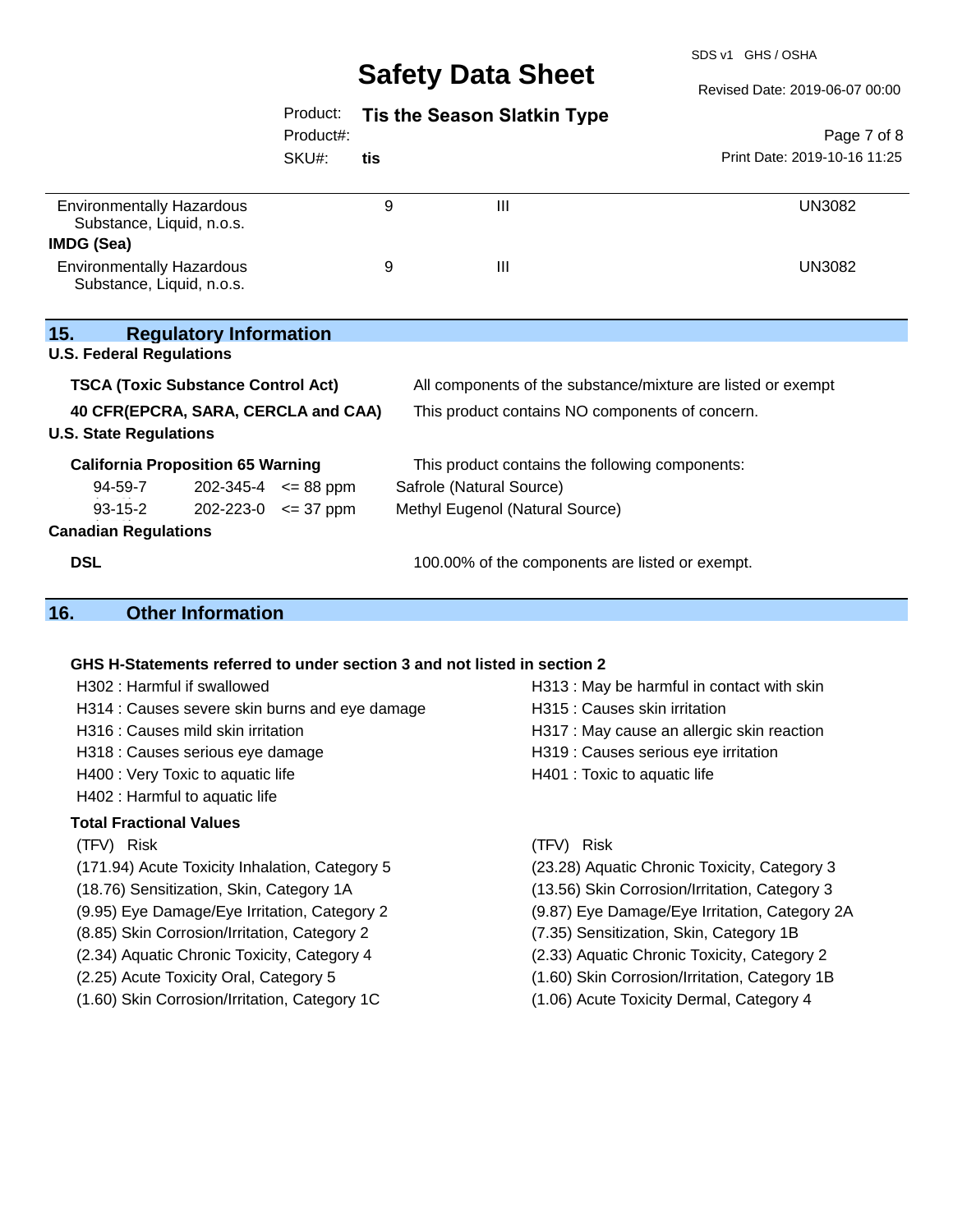| | | | |
|---|---|---|---|
| Environmentally Hazardous Substance, Liquid, n.o.s. | 9 | III | UN3082 |
| **IMDG (Sea)** | | | |
| Environmentally Hazardous Substance, Liquid, n.o.s. | 9 | III | UN3082 |

## 15. Regulatory Information

**U.S. Federal Regulations**

| | |
|---|---|
| **TSCA (Toxic Substance Control Act)** | All components of the substance/mixture are listed or exempt |
| **40 CFR(EPCRA, SARA, CERCLA and CAA)** | This product contains NO components of concern. |

**U.S. State Regulations**

**California Proposition 65 Warning** — This product contains the following components:

| | | | |
|---|---|---|---|
| 94-59-7 | 202-345-4 | <= 88 ppm | Safrole (Natural Source) |
| 93-15-2 | 202-223-0 | <= 37 ppm | Methyl Eugenol (Natural Source) |

**Canadian Regulations**

| | |
|---|---|
| **DSL** | 100.00% of the components are listed or exempt. |

## 16. Other Information

**GHS H-Statements referred to under section 3 and not listed in section 2**

H302 : Harmful if swallowed
H313 : May be harmful in contact with skin
H314 : Causes severe skin burns and eye damage
H315 : Causes skin irritation
H316 : Causes mild skin irritation
H317 : May cause an allergic skin reaction
H318 : Causes serious eye damage
H319 : Causes serious eye irritation
H400 : Very Toxic to aquatic life
H401 : Toxic to aquatic life
H402 : Harmful to aquatic life

**Total Fractional Values**

| (TFV) Risk | (TFV) Risk |
|---|---|
| (171.94) Acute Toxicity Inhalation, Category 5 | (23.28) Aquatic Chronic Toxicity, Category 3 |
| (18.76) Sensitization, Skin, Category 1A | (13.56) Skin Corrosion/Irritation, Category 3 |
| (9.95) Eye Damage/Eye Irritation, Category 2 | (9.87) Eye Damage/Eye Irritation, Category 2A |
| (8.85) Skin Corrosion/Irritation, Category 2 | (7.35) Sensitization, Skin, Category 1B |
| (2.34) Aquatic Chronic Toxicity, Category 4 | (2.33) Aquatic Chronic Toxicity, Category 2 |
| (2.25) Acute Toxicity Oral, Category 5 | (1.60) Skin Corrosion/Irritation, Category 1B |
| (1.60) Skin Corrosion/Irritation, Category 1C | (1.06) Acute Toxicity Dermal, Category 4 |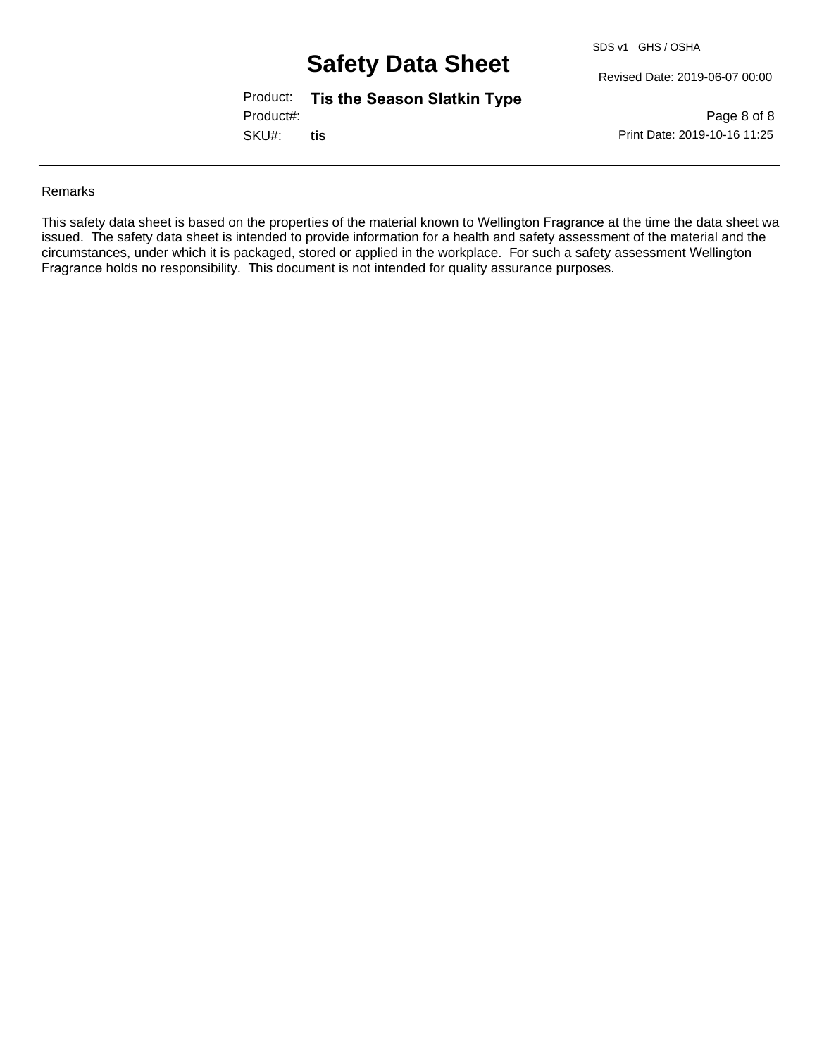## Remarks

This safety data sheet is based on the properties of the material known to Wellington Fragrance at the time the data sheet was issued. The safety data sheet is intended to provide information for a health and safety assessment of the material and the circumstances, under which it is packaged, stored or applied in the workplace. For such a safety assessment Wellington Fragrance holds no responsibility. This document is not intended for quality assurance purposes.